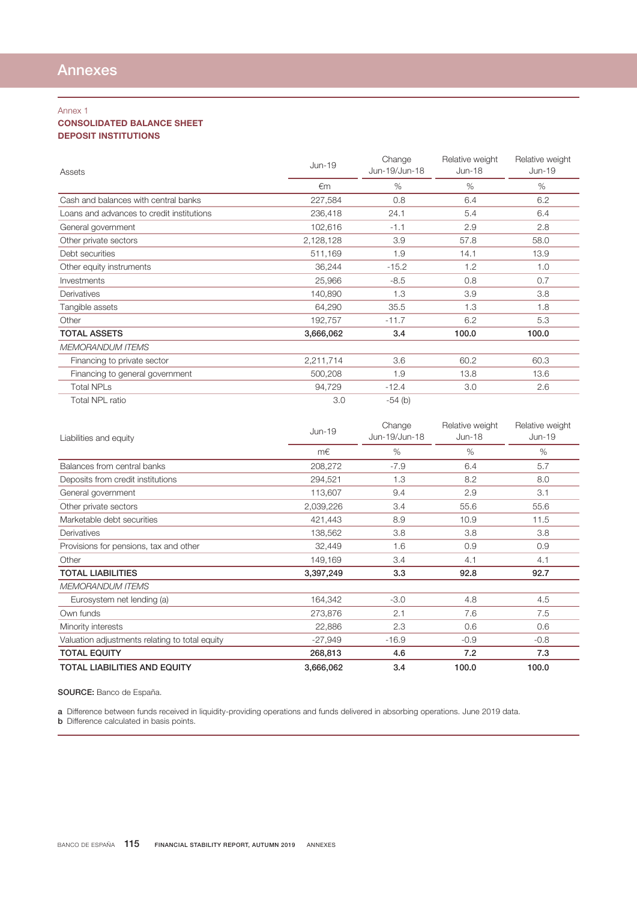# Annexes

Annex 1

**CONSOLIDATED BALANCE SHEET**
**DEPOSIT INSTITUTIONS**

| Assets | Jun-19 | Change Jun-19/Jun-18 | Relative weight Jun-18 | Relative weight Jun-19 |
|---|---|---|---|---|
| | €m | % | % | % |
| Cash and balances with central banks | 227,584 | 0.8 | 6.4 | 6.2 |
| Loans and advances to credit institutions | 236,418 | 24.1 | 5.4 | 6.4 |
| General government | 102,616 | -1.1 | 2.9 | 2.8 |
| Other private sectors | 2,128,128 | 3.9 | 57.8 | 58.0 |
| Debt securities | 511,169 | 1.9 | 14.1 | 13.9 |
| Other equity instruments | 36,244 | -15.2 | 1.2 | 1.0 |
| Investments | 25,966 | -8.5 | 0.8 | 0.7 |
| Derivatives | 140,890 | 1.3 | 3.9 | 3.8 |
| Tangible assets | 64,290 | 35.5 | 1.3 | 1.8 |
| Other | 192,757 | -11.7 | 6.2 | 5.3 |
| **TOTAL ASSETS** | **3,666,062** | **3.4** | **100.0** | **100.0** |
| *MEMORANDUM ITEMS* | | | | |
| Financing to private sector | 2,211,714 | 3.6 | 60.2 | 60.3 |
| Financing to general government | 500,208 | 1.9 | 13.8 | 13.6 |
| Total NPLs | 94,729 | -12.4 | 3.0 | 2.6 |
| Total NPL ratio | 3.0 | -54 (b) | | |

| Liabilities and equity | Jun-19 | Change Jun-19/Jun-18 | Relative weight Jun-18 | Relative weight Jun-19 |
|---|---|---|---|---|
| | m€ | % | % | % |
| Balances from central banks | 208,272 | -7.9 | 6.4 | 5.7 |
| Deposits from credit institutions | 294,521 | 1.3 | 8.2 | 8.0 |
| General government | 113,607 | 9.4 | 2.9 | 3.1 |
| Other private sectors | 2,039,226 | 3.4 | 55.6 | 55.6 |
| Marketable debt securities | 421,443 | 8.9 | 10.9 | 11.5 |
| Derivatives | 138,562 | 3.8 | 3.8 | 3.8 |
| Provisions for pensions, tax and other | 32,449 | 1.6 | 0.9 | 0.9 |
| Other | 149,169 | 3.4 | 4.1 | 4.1 |
| **TOTAL LIABILITIES** | **3,397,249** | **3.3** | **92.8** | **92.7** |
| *MEMORANDUM ITEMS* | | | | |
| Eurosystem net lending (a) | 164,342 | -3.0 | 4.8 | 4.5 |
| Own funds | 273,876 | 2.1 | 7.6 | 7.5 |
| Minority interests | 22,886 | 2.3 | 0.6 | 0.6 |
| Valuation adjustments relating to total equity | -27,949 | -16.9 | -0.9 | -0.8 |
| **TOTAL EQUITY** | **268,813** | **4.6** | **7.2** | **7.3** |
| **TOTAL LIABILITIES AND EQUITY** | **3,666,062** | **3.4** | **100.0** | **100.0** |

**SOURCE:** Banco de España.

**a** Difference between funds received in liquidity-providing operations and funds delivered in absorbing operations. June 2019 data.
**b** Difference calculated in basis points.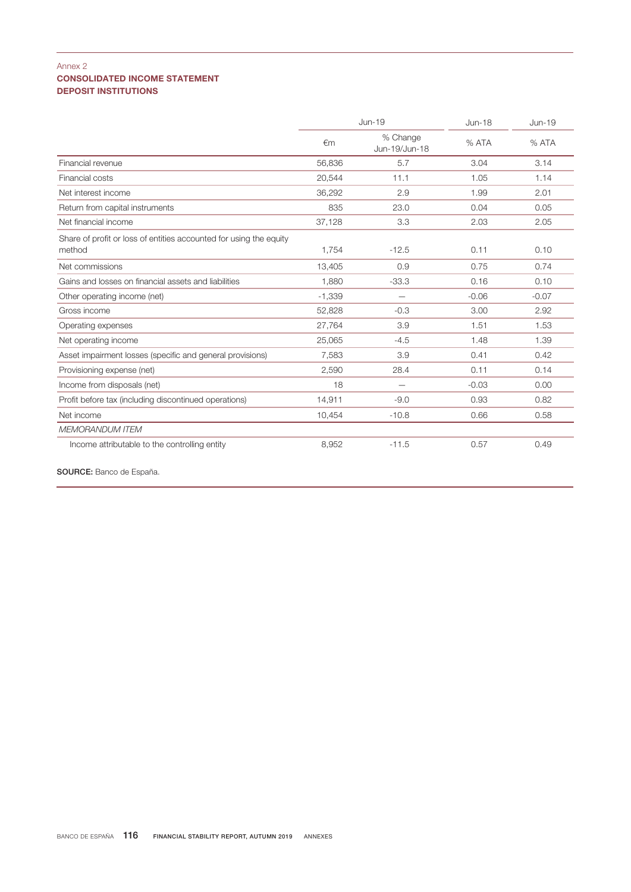Annex 2

**CONSOLIDATED INCOME STATEMENT**
**DEPOSIT INSTITUTIONS**

| | Jun-19 | | Jun-18 | Jun-19 |
|---|---|---|---|---|
| | €m | % Change Jun-19/Jun-18 | % ATA | % ATA |
| Financial revenue | 56,836 | 5.7 | 3.04 | 3.14 |
| Financial costs | 20,544 | 11.1 | 1.05 | 1.14 |
| Net interest income | 36,292 | 2.9 | 1.99 | 2.01 |
| Return from capital instruments | 835 | 23.0 | 0.04 | 0.05 |
| Net financial income | 37,128 | 3.3 | 2.03 | 2.05 |
| Share of profit or loss of entities accounted for using the equity method | 1,754 | -12.5 | 0.11 | 0.10 |
| Net commissions | 13,405 | 0.9 | 0.75 | 0.74 |
| Gains and losses on financial assets and liabilities | 1,880 | -33.3 | 0.16 | 0.10 |
| Other operating income (net) | -1,339 | — | -0.06 | -0.07 |
| Gross income | 52,828 | -0.3 | 3.00 | 2.92 |
| Operating expenses | 27,764 | 3.9 | 1.51 | 1.53 |
| Net operating income | 25,065 | -4.5 | 1.48 | 1.39 |
| Asset impairment losses (specific and general provisions) | 7,583 | 3.9 | 0.41 | 0.42 |
| Provisioning expense (net) | 2,590 | 28.4 | 0.11 | 0.14 |
| Income from disposals (net) | 18 | — | -0.03 | 0.00 |
| Profit before tax (including discontinued operations) | 14,911 | -9.0 | 0.93 | 0.82 |
| Net income | 10,454 | -10.8 | 0.66 | 0.58 |
| *MEMORANDUM ITEM* | | | | |
| Income attributable to the controlling entity | 8,952 | -11.5 | 0.57 | 0.49 |

**SOURCE:** Banco de España.